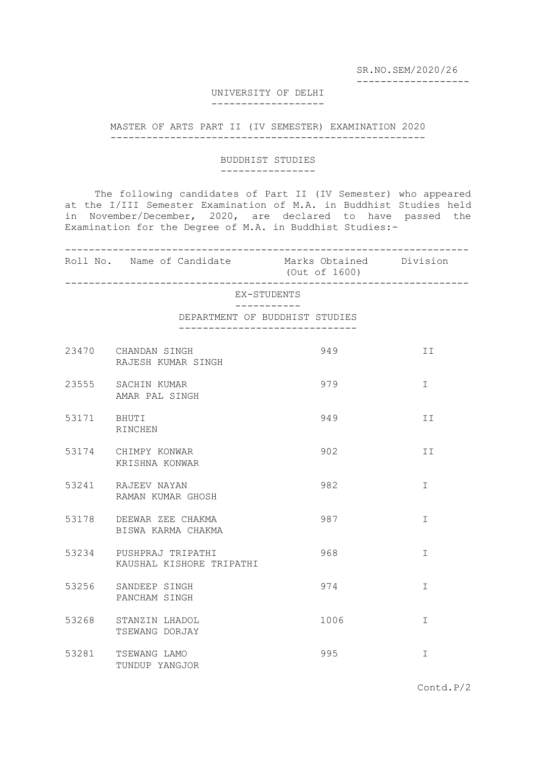SR.NO.SEM/2020/26

# UNIVERSITY OF DELHI

## MASTER OF ARTS PART II (IV SEMESTER) EXAMINATION 2020

### BUDDHIST STUDIES

The following candidates of Part II (IV Semester) who appeared at the I/III Semester Examination of M.A. in Buddhist Studies held in November/December, 2020, are declared to have passed the Examination for the Degree of M.A. in Buddhist Studies:-

| Roll No. | Name of Candidate | Marks Obtained (Out of 1600) | Division |
|---|---|---|---|
| | **EX-STUDENTS** | | |
| | **DEPARTMENT OF BUDDHIST STUDIES** | | |
| 23470 | CHANDAN SINGH<br>RAJESH KUMAR SINGH | 949 | II |
| 23555 | SACHIN KUMAR<br>AMAR PAL SINGH | 979 | I |
| 53171 | BHUTI<br>RINCHEN | 949 | II |
| 53174 | CHIMPY KONWAR<br>KRISHNA KONWAR | 902 | II |
| 53241 | RAJEEV NAYAN<br>RAMAN KUMAR GHOSH | 982 | I |
| 53178 | DEEWAR ZEE CHAKMA<br>BISWA KARMA CHAKMA | 987 | I |
| 53234 | PUSHPRAJ TRIPATHI<br>KAUSHAL KISHORE TRIPATHI | 968 | I |
| 53256 | SANDEEP SINGH<br>PANCHAM SINGH | 974 | I |
| 53268 | STANZIN LHADOL<br>TSEWANG DORJAY | 1006 | I |
| 53281 | TSEWANG LAMO<br>TUNDUP YANGJOR | 995 | I |

Contd.P/2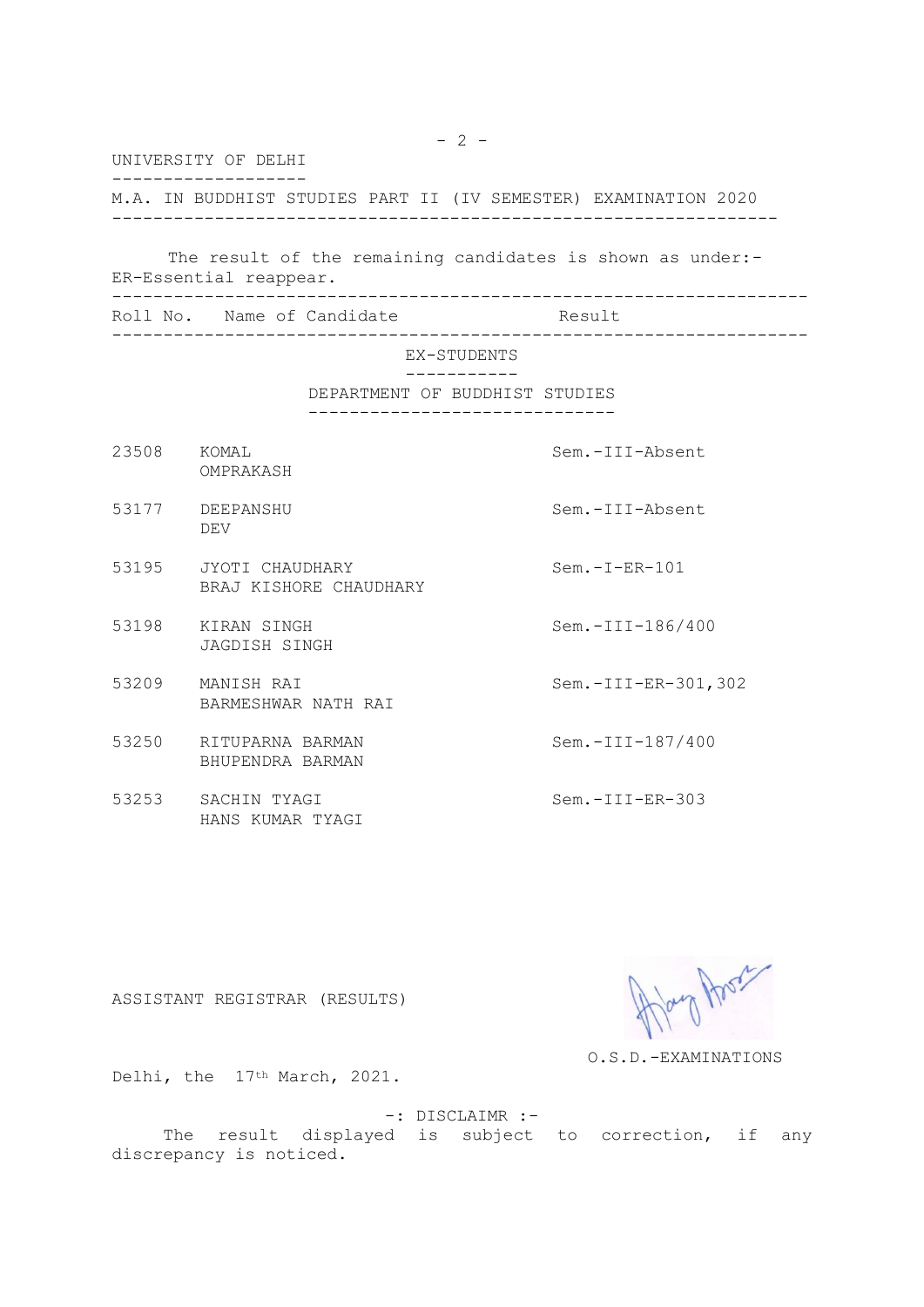UNIVERSITY OF DELHI

M.A. IN BUDDHIST STUDIES PART II (IV SEMESTER) EXAMINATION 2020

The result of the remaining candidates is shown as under:-
ER-Essential reappear.

| Roll No. | Name of Candidate | Result |
|---|---|---|
| | **EX-STUDENTS** | |
| | **DEPARTMENT OF BUDDHIST STUDIES** | |
| 23508 | KOMAL<br>OMPRAKASH | Sem.-III-Absent |
| 53177 | DEEPANSHU<br>DEV | Sem.-III-Absent |
| 53195 | JYOTI CHAUDHARY<br>BRAJ KISHORE CHAUDHARY | Sem.-I-ER-101 |
| 53198 | KIRAN SINGH<br>JAGDISH SINGH | Sem.-III-186/400 |
| 53209 | MANISH RAI<br>BARMESHWAR NATH RAI | Sem.-III-ER-301,302 |
| 53250 | RITUPARNA BARMAN<br>BHUPENDRA BARMAN | Sem.-III-187/400 |
| 53253 | SACHIN TYAGI<br>HANS KUMAR TYAGI | Sem.-III-ER-303 |

ASSISTANT REGISTRAR (RESULTS)

O.S.D.-EXAMINATIONS

Delhi, the 17th March, 2021.

-: DISCLAIMR :-

The result displayed is subject to correction, if any discrepancy is noticed.